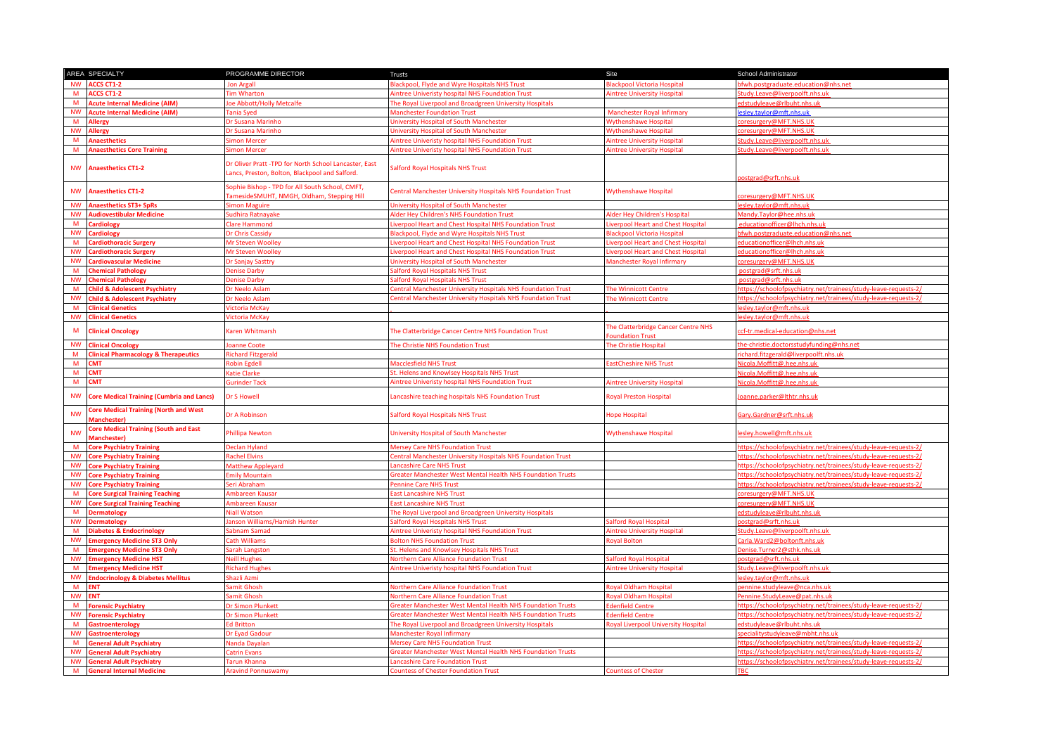| AREA | SPECIALTY | PROGRAMME DIRECTOR | Trusts | Site | School Administrator |
|---|---|---|---|---|---|
| NW | ACCS CT1-2 | Jon Argall | Blackpool, Flyde and Wyre Hospitals NHS Trust | Blackpool Victoria Hospital | bfwh.postgraduate.education@nhs.net |
| M | ACCS CT1-2 | Tim Wharton | Aintree Univeristy hospital NHS Foundation Trust | Aintree University Hospital | Study.Leave@liverpoolft.nhs.uk |
| M | Acute Internal Medicine (AIM) | Joe Abbott/Holly Metcalfe | The Royal Liverpool and Broadgreen University Hospitals | | edstudyleave@rlbuht.nhs.uk |
| NW | Acute Internal Medicine (AIM) | Tania Syed | Manchester Foundation Trust | Manchester Royal Infirmary | lesley.taylor@mft.nhs.uk |
| M | Allergy | Dr Susana Marinho | University Hospital of South Manchester | Wythenshawe Hospital | coresurgery@MFT.NHS.UK |
| NW | Allergy | Dr Susana Marinho | University Hospital of South Manchester | Wythenshawe Hospital | coresurgery@MFT.NHS.UK |
| M | Anaesthetics | Simon Mercer | Aintree Univeristy hospital NHS Foundation Trust | Aintree University Hospital | Study.Leave@liverpoolft.nhs.uk |
| M | Anaesthetics Core Training | Simon Mercer | Aintree Univeristy hospital NHS Foundation Trust | Aintree University Hospital | Study.Leave@liverpoolft.nhs.uk |
| NW | Anaesthetics CT1-2 | Dr Oliver Pratt -TPD for North School-Lancaster, East Lancs, Preston, Bolton, Blackpool and Salford. | Salford Royal Hospitals NHS Trust | | postgrad@srft.nhs.uk |
| NW | Anaesthetics CT1-2 | Sophie Bishop - TPD for All South School, CMFT, TamesideSMUHT, NMGH, Oldham, Stepping Hill | Central Manchester University Hospitals NHS Foundation Trust | Wythenshawe Hospital | coresurgery@MFT.NHS.UK |
| NW | Anaesthetics ST3+ SpRs | Simon Maguire | University Hospital of South Manchester | | lesley.taylor@mft.nhs.uk |
| NW | Audiovestibular Medicine | Sudhira Ratnayake | Alder Hey Children's NHS Foundation Trust | Alder Hey Children's Hospital | Mandy.Taylor@hee.nhs.uk |
| M | Cardiology | Clare Hammond | Liverpool Heart and Chest Hospital NHS Foundation Trust | Liverpool Heart and Chest Hospital | educationofficer@lhch.nhs.uk |
| NW | Cardiology | Dr Chris Cassidy | Blackpool, Flyde and Wyre Hospitals NHS Trust | Blackpool Victoria Hospital | bfwh.postgraduate.education@nhs.net |
| M | Cardiothoracic Surgery | Mr Steven Woolley | Liverpool Heart and Chest Hospital NHS Foundation Trust | Liverpool Heart and Chest Hospital | educationofficer@lhch.nhs.uk |
| NW | Cardiothoracic Surgery | Mr Steven Woolley | Liverpool Heart and Chest Hospital NHS Foundation Trust | Liverpool Heart and Chest Hospital | educationofficer@lhch.nhs.uk |
| NW | Cardiovascular Medicine | Dr Sanjay Sasttry | University Hospital of South Manchester | Manchester Royal Infirmary | coresurgery@MFT.NHS.UK |
| M | Chemical Pathology | Denise Darby | Salford Royal Hospitals NHS Trust | | postgrad@srft.nhs.uk |
| NW | Chemical Pathology | Denise Darby | Salford Royal Hospitals NHS Trust | | postgrad@srft.nhs.uk |
| M | Child & Adolescent Psychiatry | Dr Neelo Aslam | Central Manchester University Hospitals NHS Foundation Trust | The Winnicott Centre | https://schoolofpsychiatry.net/trainees/study-leave-requests-2/ |
| NW | Child & Adolescent Psychiatry | Dr Neelo Aslam | Central Manchester University Hospitals NHS Foundation Trust | The Winnicott Centre | https://schoolofpsychiatry.net/trainees/study-leave-requests-2/ |
| M | Clinical Genetics | Victoria McKay | . | . | lesley.taylor@mft.nhs.uk |
| NW | Clinical Genetics | Victoria McKay | | | lesley.taylor@mft.nhs.uk |
| M | Clinical Oncology | Karen Whitmarsh | The Clatterbridge Cancer Centre NHS Foundation Trust | The Clatterbridge Cancer Centre NHS Foundation Trust | ccf-tr.medical-education@nhs.net |
| NW | Clinical Oncology | Joanne Coote | The Christie NHS Foundation Trust | The Christie Hospital | the-christie.doctorsstudyfunding@nhs.net |
| M | Clinical Pharmacology & Therapeutics | Richard Fitzgerald | | | richard.fitzgerald@liverpoolft.nhs.uk |
| M | CMT | Robin Egdell | Macclesfield NHS Trust | EastCheshire NHS Trust | Nicola.Moffitt@.hee.nhs.uk |
| M | CMT | Katie Clarke | St. Helens and Knowlsey Hospitals NHS Trust | | Nicola.Moffitt@.hee.nhs.uk |
| M | CMT | Gurinder Tack | Aintree Univeristy hospital NHS Foundation Trust | Aintree University Hospital | Nicola.Moffitt@.hee.nhs.uk |
| NW | Core Medical Training (Cumbria and Lancs) | Dr S Howell | Lancashire teaching hospitals NHS Foundation Trust | Royal Preston Hospital | Joanne.parker@lthtr.nhs.uk |
| NW | Core Medical Training (North and West Manchester) | Dr A Robinson | Salford Royal Hospitals NHS Trust | Hope Hospital | Gary.Gardner@srft.nhs.uk |
| NW | Core Medical Training (South and East Manchester) | Phillipa Newton | University Hospital of South Manchester | Wythenshawe Hospital | lesley.howell@mft.nhs.uk |
| M | Core Psychiatry Training | Declan Hyland | Mersey Care NHS Foundation Trust | | https://schoolofpsychiatry.net/trainees/study-leave-requests-2/ |
| NW | Core Psychiatry Training | Rachel Elvins | Central Manchester University Hospitals NHS Foundation Trust | | https://schoolofpsychiatry.net/trainees/study-leave-requests-2/ |
| NW | Core Psychiatry Training | Matthew Appleyard | Lancashire Care NHS Trust | | https://schoolofpsychiatry.net/trainees/study-leave-requests-2/ |
| NW | Core Psychiatry Training | Emily Mountain | Greater Manchester West Mental Health NHS Foundation Trusts | | https://schoolofpsychiatry.net/trainees/study-leave-requests-2/ |
| NW | Core Psychiatry Training | Seri Abraham | Pennine Care NHS Trust | | https://schoolofpsychiatry.net/trainees/study-leave-requests-2/ |
| M | Core Surgical Training Teaching | Ambareen Kausar | East Lancashire NHS Trust | | coresurgery@MFT.NHS.UK |
| NW | Core Surgical Training Teaching | Ambareen Kausar | East Lancashire NHS Trust | | coresurgery@MFT.NHS.UK |
| M | Dermatology | Niall Watson | The Royal Liverpool and Broadgreen University Hospitals | | edstudyleave@rlbuht.nhs.uk |
| NW | Dermatology | Janson Williams/Hamish Hunter | Salford Royal Hospitals NHS Trust | Salford Royal Hospital | postgrad@srft.nhs.uk |
| M | Diabetes & Endocrinology | Sabnam Samad | Aintree Univeristy hospital NHS Foundation Trust | Aintree University Hospital | Study.Leave@liverpoolft.nhs.uk |
| NW | Emergency Medicine ST3 Only | Cath Williams | Bolton NHS Foundation Trust | Royal Bolton | Carla.Ward2@boltonft.nhs.uk |
| M | Emergency Medicine ST3 Only | Sarah Langston | St. Helens and Knowlsey Hospitals NHS Trust | | Denise.Turner2@sthk.nhs.uk |
| NW | Emergency Medicine HST | Neill Hughes | Northern Care Alliance Foundation Trust | Salford Royal Hospital | postgrad@srft.nhs.uk |
| M | Emergency Medicine HST | Richard Hughes | Aintree Univeristy hospital NHS Foundation Trust | Aintree University Hospital | Study.Leave@liverpoolft.nhs.uk |
| NW | Endocrinology & Diabetes Mellitus | Shazli Azmi | | | lesley.taylor@mft.nhs.uk |
| M | ENT | Samit Ghosh | Northern Care Alliance Foundation Trust | Royal Oldham Hospital | pennine.studyleave@nca.nhs.uk |
| NW | ENT | Samit Ghosh | Northern Care Alliance Foundation Trust | Royal Oldham Hospital | Pennine.StudyLeave@pat.nhs.uk |
| M | Forensic Psychiatry | Dr Simon Plunkett | Greater Manchester West Mental Health NHS Foundation Trusts | Edenfield Centre | https://schoolofpsychiatry.net/trainees/study-leave-requests-2/ |
| NW | Forensic Psychiatry | Dr Simon Plunkett | Greater Manchester West Mental Health NHS Foundation Trusts | Edenfield Centre | https://schoolofpsychiatry.net/trainees/study-leave-requests-2/ |
| M | Gastroenterology | Ed Britton | The Royal Liverpool and Broadgreen University Hospitals | Royal Liverpool University Hospital | edstudyleave@rlbuht.nhs.uk |
| NW | Gastroenterology | Dr Eyad Gadour | Manchester Royal Infirmary | | specialitystudyleave@mbht.nhs.uk |
| M | General Adult Psychiatry | Nanda Dayalan | Mersey Care NHS Foundation Trust | | https://schoolofpsychiatry.net/trainees/study-leave-requests-2/ |
| NW | General Adult Psychiatry | Catrin Evans | Greater Manchester West Mental Health NHS Foundation Trusts | | https://schoolofpsychiatry.net/trainees/study-leave-requests-2/ |
| NW | General Adult Psychiatry | Tarun Khanna | Lancashire Care Foundation Trust | | https://schoolofpsychiatry.net/trainees/study-leave-requests-2/ |
| M | General Internal Medicine | Aravind Ponnuswamy | Countess of Chester Foundation Trust | Countess of Chester | TBC |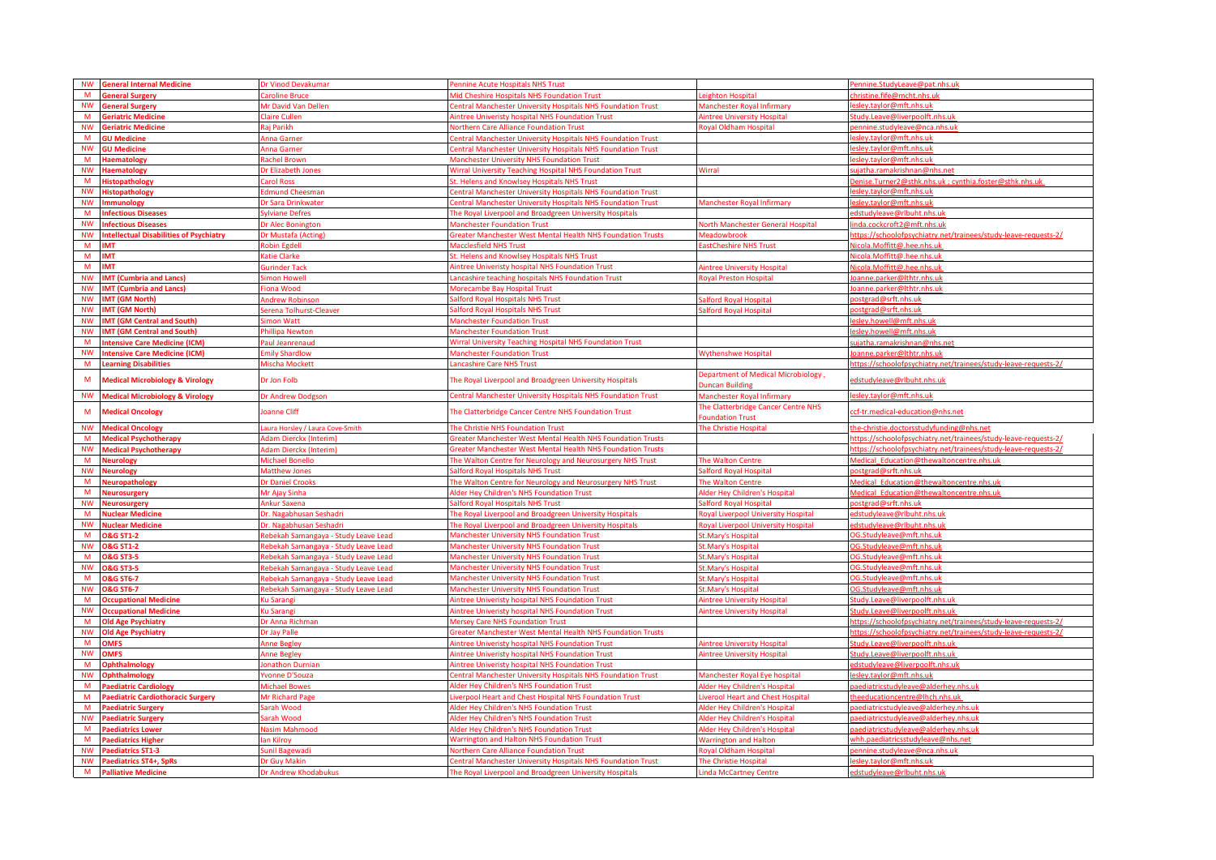| | | | | | |
|---|---|---|---|---|---|
| NW | **General Internal Medicine** | Dr Vinod Devakumar | Pennine Acute Hospitals NHS Trust | | Pennine.StudyLeave@pat.nhs.uk |
| M | **General Surgery** | Caroline Bruce | Mid Cheshire Hospitals NHS Foundation Trust | Leighton Hospital | christine.fife@mcht.nhs.uk |
| NW | **General Surgery** | Mr David Van Dellen | Central Manchester University Hospitals NHS Foundation Trust | Manchester Royal Infirmary | lesley.taylor@mft.nhs.uk |
| M | **Geriatric Medicine** | Claire Cullen | Aintree Univeristy hospital NHS Foundation Trust | Aintree University Hospital | Study.Leave@liverpoolft.nhs.uk |
| NW | **Geriatric Medicine** | Raj Parikh | Northern Care Alliance Foundation Trust | Royal Oldham Hospital | pennine.studyleave@nca.nhs.uk |
| M | **GU Medicine** | Anna Garner | Central Manchester University Hospitals NHS Foundation Trust | | lesley.taylor@mft.nhs.uk |
| NW | **GU Medicine** | Anna Garner | Central Manchester University Hospitals NHS Foundation Trust | | lesley.taylor@mft.nhs.uk |
| M | **Haematology** | Rachel Brown | Manchester University NHS Foundation Trust | | lesley.taylor@mft.nhs.uk |
| NW | **Haematology** | Dr Elizabeth Jones | Wirral University Teaching Hospital NHS Foundation Trust | Wirral | sujatha.ramakrishnan@nhs.net |
| M | **Histopathology** | Carol Ross | St. Helens and Knowlsey Hospitals NHS Trust | | Denise.Turner2@sthk.nhs.uk ; cynthia.foster@sthk.nhs.uk |
| NW | **Histopathology** | Edmund Cheesman | Central Manchester University Hospitals NHS Foundation Trust | | lesley.taylor@mft.nhs.uk |
| NW | **Immunology** | Dr Sara Drinkwater | Central Manchester University Hospitals NHS Foundation Trust | Manchester Royal Infirmary | lesley.taylor@mft.nhs.uk |
| M | **Infectious Diseases** | Sylviane Defres | The Royal Liverpool and Broadgreen University Hospitals | | edstudyleave@rlbuht.nhs.uk |
| NW | **Infectious Diseases** | Dr Alec Bonington | Manchester Foundation Trust | North Manchester General Hospital | linda.cockcroft2@mft.nhs.uk |
| NW | **Intellectual Disabilities of Psychiatry** | Dr Mustafa (Acting) | Greater Manchester West Mental Health NHS Foundation Trusts | Meadowbrook | https://schoolofpsychiatry.net/trainees/study-leave-requests-2/ |
| M | **IMT** | Robin Egdell | Macclesfield NHS Trust | EastCheshire NHS Trust | Nicola.Moffitt@.hee.nhs.uk |
| M | **IMT** | Katie Clarke | St. Helens and Knowlsey Hospitals NHS Trust | | Nicola.Moffitt@.hee.nhs.uk |
| M | **IMT** | Gurinder Tack | Aintree Univeristy hospital NHS Foundation Trust | Aintree University Hospital | Nicola.Moffitt@.hee.nhs.uk |
| NW | **IMT (Cumbria and Lancs)** | Simon Howell | Lancashire teaching hospitals NHS Foundation Trust | Royal Preston Hospital | Joanne.parker@lthtr.nhs.uk |
| NW | **IMT (Cumbria and Lancs)** | Fiona Wood | Morecambe Bay Hospital Trust | | Joanne.parker@lthtr.nhs.uk |
| NW | **IMT (GM North)** | Andrew Robinson | Salford Royal Hospitals NHS Trust | Salford Royal Hospital | postgrad@srft.nhs.uk |
| NW | **IMT (GM North)** | Serena Tolhurst-Cleaver | Salford Royal Hospitals NHS Trust | Salford Royal Hospital | postgrad@srft.nhs.uk |
| NW | **IMT (GM Central and South)** | Simon Watt | Manchester Foundation Trust | | lesley.howell@mft.nhs.uk |
| NW | **IMT (GM Central and South)** | Phillipa Newton | Manchester Foundation Trust | | lesley.howell@mft.nhs.uk |
| M | **Intensive Care Medicine (ICM)** | Paul Jeanrenaud | Wirral University Teaching Hospital NHS Foundation Trust | | sujatha.ramakrishnan@nhs.net |
| NW | **Intensive Care Medicine (ICM)** | Emily Shardlow | Manchester Foundation Trust | Wythenshwe Hospital | Joanne.parker@lthtr.nhs.uk |
| M | **Learning Disabilities** | Mischa Mockett | Lancashire Care NHS Trust | | https://schoolofpsychiatry.net/trainees/study-leave-requests-2/ |
| M | **Medical Microbiology & Virology** | Dr Jon Folb | The Royal Liverpool and Broadgreen University Hospitals | Department of Medical Microbiology , Duncan Building | edstudyleave@rlbuht.nhs.uk |
| NW | **Medical Microbiology & Virology** | Dr Andrew Dodgson | Central Manchester University Hospitals NHS Foundation Trust | Manchester Royal Infirmary | lesley.taylor@mft.nhs.uk |
| M | **Medical Oncology** | Joanne Cliff | The Clatterbridge Cancer Centre NHS Foundation Trust | The Clatterbridge Cancer Centre NHS Foundation Trust | ccf-tr.medical-education@nhs.net |
| NW | **Medical Oncology** | Laura Horsley / Laura Cove-Smith | The Christie NHS Foundation Trust | The Christie Hospital | the-christie.doctorsstudyfunding@nhs.net |
| M | **Medical Psychotherapy** | Adam Dierckx (Interim) | Greater Manchester West Mental Health NHS Foundation Trusts | | https://schoolofpsychiatry.net/trainees/study-leave-requests-2/ |
| NW | **Medical Psychotherapy** | Adam Dierckx (Interim) | Greater Manchester West Mental Health NHS Foundation Trusts | | https://schoolofpsychiatry.net/trainees/study-leave-requests-2/ |
| M | **Neurology** | Michael Bonello | The Walton Centre for Neurology and Neurosurgery NHS Trust | The Walton Centre | Medical_Education@thewaltoncentre.nhs.uk |
| NW | **Neurology** | Matthew Jones | Salford Royal Hospitals NHS Trust | Salford Royal Hospital | postgrad@srft.nhs.uk |
| M | **Neuropathology** | Dr Daniel Crooks | The Walton Centre for Neurology and Neurosurgery NHS Trust | The Walton Centre | Medical_Education@thewaltoncentre.nhs.uk |
| M | **Neurosurgery** | Mr Ajay Sinha | Alder Hey Children's NHS Foundation Trust | Alder Hey Children's Hospital | Medical_Education@thewaltoncentre.nhs.uk |
| NW | **Neurosurgery** | Ankur Saxena | Salford Royal Hospitals NHS Trust | Salford Royal Hospital | postgrad@srft.nhs.uk |
| M | **Nuclear Medicine** | Dr. Nagabhusan Seshadri | The Royal Liverpool and Broadgreen University Hospitals | Royal Liverpool University Hospital | edstudyleave@rlbuht.nhs.uk |
| NW | **Nuclear Medicine** | Dr. Nagabhusan Seshadri | The Royal Liverpool and Broadgreen University Hospitals | Royal Liverpool University Hospital | edstudyleave@rlbuht.nhs.uk |
| M | **O&G ST1-2** | Rebekah Samangaya - Study Leave Lead | Manchester University NHS Foundation Trust | St.Mary's Hospital | OG.Studyleave@mft.nhs.uk |
| NW | **O&G ST1-2** | Rebekah Samangaya - Study Leave Lead | Manchester University NHS Foundation Trust | St.Mary's Hospital | OG.Studyleave@mft.nhs.uk |
| M | **O&G ST3-5** | Rebekah Samangaya - Study Leave Lead | Manchester University NHS Foundation Trust | St.Mary's Hospital | OG.Studyleave@mft.nhs.uk |
| NW | **O&G ST3-5** | Rebekah Samangaya - Study Leave Lead | Manchester University NHS Foundation Trust | St.Mary's Hospital | OG.Studyleave@mft.nhs.uk |
| M | **O&G ST6-7** | Rebekah Samangaya - Study Leave Lead | Manchester University NHS Foundation Trust | St.Mary's Hospital | OG.Studyleave@mft.nhs.uk |
| NW | **O&G ST6-7** | Rebekah Samangaya - Study Leave Lead | Manchester University NHS Foundation Trust | St.Mary's Hospital | OG.Studyleave@mft.nhs.uk |
| M | **Occupational Medicine** | Ku Sarangi | Aintree Univeristy hospital NHS Foundation Trust | Aintree University Hospital | Study.Leave@liverpoolft.nhs.uk |
| NW | **Occupational Medicine** | Ku Sarangi | Aintree Univeristy hospital NHS Foundation Trust | Aintree University Hospital | Study.Leave@liverpoolft.nhs.uk |
| M | **Old Age Psychiatry** | Dr Anna Richman | Mersey Care NHS Foundation Trust | | https://schoolofpsychiatry.net/trainees/study-leave-requests-2/ |
| NW | **Old Age Psychiatry** | Dr Jay Palle | Greater Manchester West Mental Health NHS Foundation Trusts | | https://schoolofpsychiatry.net/trainees/study-leave-requests-2/ |
| M | **OMFS** | Anne Begley | Aintree Univeristy hospital NHS Foundation Trust | Aintree University Hospital | Study.Leave@liverpoolft.nhs.uk |
| NW | **OMFS** | Anne Begley | Aintree Univeristy hospital NHS Foundation Trust | Aintree University Hospital | Study.Leave@liverpoolft.nhs.uk |
| M | **Ophthalmology** | Jonathon Durnian | Aintree Univeristy hospital NHS Foundation Trust | | edstudyleave@liverpoolft.nhs.uk |
| NW | **Ophthalmology** | Yvonne D'Souza | Central Manchester University Hospitals NHS Foundation Trust | Manchester Royal Eye hospital | lesley.taylor@mft.nhs.uk |
| M | **Paediatric Cardiology** | Michael Bowes | Alder Hey Children's NHS Foundation Trust | Alder Hey Children's Hospital | paediatricstudyleave@alderhey.nhs.uk |
| M | **Paediatric Cardiothoracic Surgery** | Mr Richard Page | Liverpool Heart and Chest Hospital NHS Foundation Trust | Liverool Heart and Chest Hospital | theeducationcentre@lhch.nhs.uk |
| M | **Paediatric Surgery** | Sarah Wood | Alder Hey Children's NHS Foundation Trust | Alder Hey Children's Hospital | paediatricstudyleave@alderhey.nhs.uk |
| NW | **Paediatric Surgery** | Sarah Wood | Alder Hey Children's NHS Foundation Trust | Alder Hey Children's Hospital | paediatricstudyleave@alderhey.nhs.uk |
| M | **Paediatrics Lower** | Nasim Mahmood | Alder Hey Children's NHS Foundation Trust | Alder Hey Children's Hospital | paediatricstudyleave@alderhey.nhs.uk |
| M | **Paediatrics Higher** | Ian Kilroy | Warrington and Halton NHS Foundation Trust | Warrington and Halton | whh.paediatricsstudyleave@nhs.net |
| NW | **Paediatrics ST1-3** | Sunil Bagewadi | Northern Care Alliance Foundation Trust | Royal Oldham Hospital | pennine.studyleave@nca.nhs.uk |
| NW | **Paediatrics ST4+, SpRs** | Dr Guy Makin | Central Manchester University Hospitals NHS Foundation Trust | The Christie Hospital | lesley.taylor@mft.nhs.uk |
| M | **Palliative Medicine** | Dr Andrew Khodabukus | The Royal Liverpool and Broadgreen University Hospitals | Linda McCartney Centre | edstudyleave@rlbuht.nhs.uk |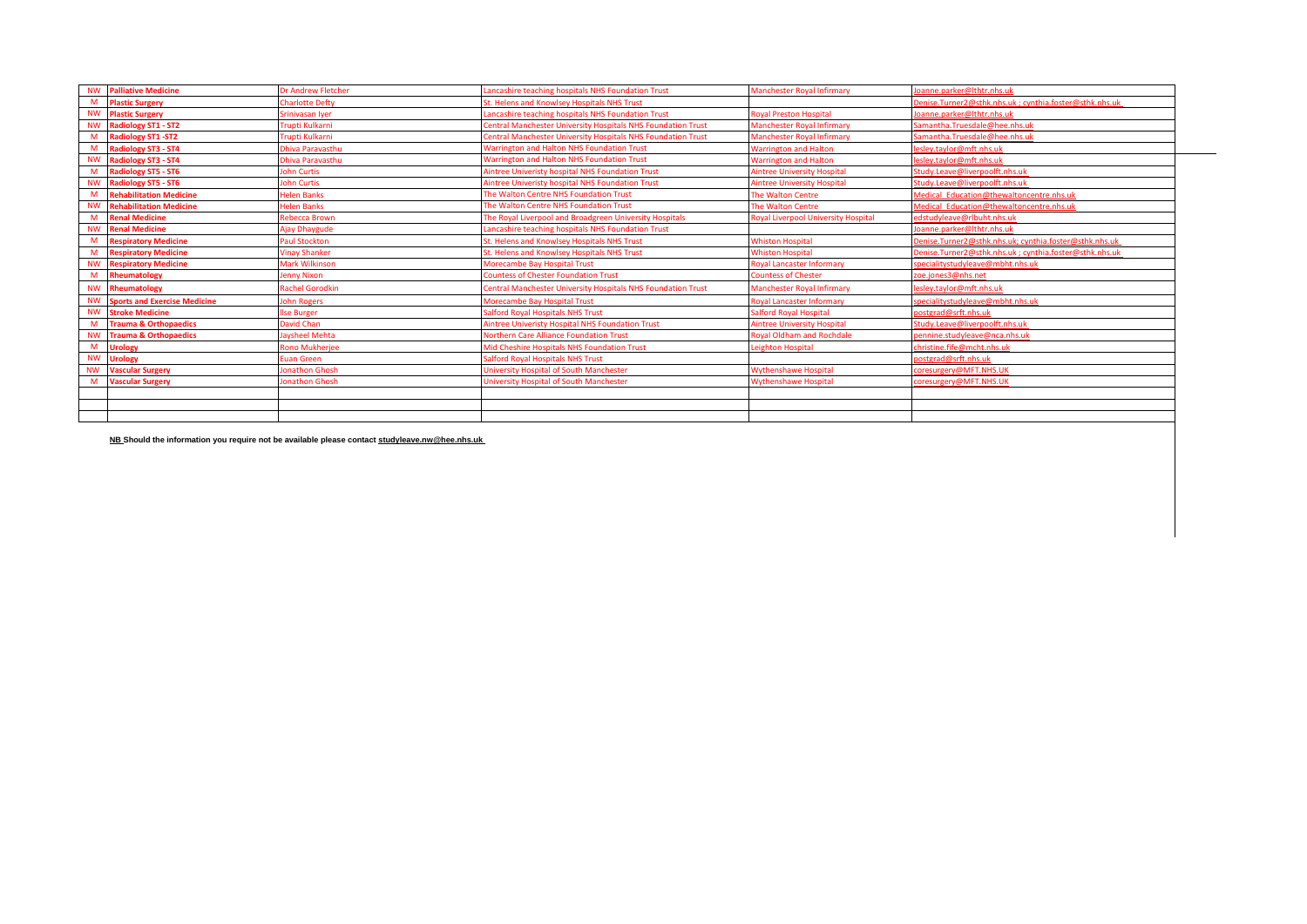| | | | | | |
|---|---|---|---|---|---|
| NW | Palliative Medicine | Dr Andrew Fletcher | Lancashire teaching hospitals NHS Foundation Trust | Manchester Royal Infirmary | Joanne.parker@lthtr.nhs.uk |
| M | Plastic Surgery | Charlotte Defty | St. Helens and Knowlsey Hospitals NHS Trust | | Denise.Turner2@sthk.nhs.uk ; cynthia.foster@sthk.nhs.uk |
| NW | Plastic Surgery | Srinivasan Iyer | Lancashire teaching hospitals NHS Foundation Trust | Royal Preston Hospital | Joanne.parker@lthtr.nhs.uk |
| NW | Radiology ST1 - ST2 | Trupti Kulkarni | Central Manchester University Hospitals NHS Foundation Trust | Manchester Royal Infirmary | Samantha.Truesdale@hee.nhs.uk |
| M | Radiology ST1 -ST2 | Trupti Kulkarni | Central Manchester University Hospitals NHS Foundation Trust | Manchester Royal Infirmary | Samantha.Truesdale@hee.nhs.uk |
| M | Radiology ST3 - ST4 | Dhiva Paravasthu | Warrington and Halton NHS Foundation Trust | Warrington and Halton | lesley.taylor@mft.nhs.uk |
| NW | Radiology ST3 - ST4 | Dhiva Paravasthu | Warrington and Halton NHS Foundation Trust | Warrington and Halton | lesley.taylor@mft.nhs.uk |
| M | Radiology ST5 - ST6 | John Curtis | Aintree Univeristy hospital NHS Foundation Trust | Aintree University Hospital | Study.Leave@liverpoolft.nhs.uk |
| NW | Radiology ST5 - ST6 | John Curtis | Aintree Univeristy hospital NHS Foundation Trust | Aintree University Hospital | Study.Leave@liverpoolft.nhs.uk |
| M | Rehabilitation Medicine | Helen Banks | The Walton Centre NHS Foundation Trust | The Walton Centre | Medical_Education@thewaltoncentre.nhs.uk |
| NW | Rehabilitation Medicine | Helen Banks | The Walton Centre NHS Foundation Trust | The Walton Centre | Medical_Education@thewaltoncentre.nhs.uk |
| M | Renal Medicine | Rebecca Brown | The Royal Liverpool and Broadgreen University Hospitals | Royal Liverpool University Hospital | edstudyleave@rlbuht.nhs.uk |
| NW | Renal Medicine | Ajay Dhaygude | Lancashire teaching hospitals NHS Foundation Trust | | Joanne.parker@lthtr.nhs.uk |
| M | Respiratory Medicine | Paul Stockton | St. Helens and Knowlsey Hospitals NHS Trust | Whiston Hospital | Denise.Turner2@sthk.nhs.uk; cynthia.foster@sthk.nhs.uk |
| M | Respiratory Medicine | Vinay Shanker | St. Helens and Knowlsey Hospitals NHS Trust | Whiston Hospital | Denise.Turner2@sthk.nhs.uk ; cynthia.foster@sthk.nhs.uk |
| NW | Respiratory Medicine | Mark Wilkinson | Morecambe Bay Hospital Trust | Royal Lancaster Informary | specialitystudyleave@mbht.nhs.uk |
| M | Rheumatology | Jenny Nixon | Countess of Chester Foundation Trust | Countess of Chester | zoe.jones3@nhs.net |
| NW | Rheumatology | Rachel Gorodkin | Central Manchester University Hospitals NHS Foundation Trust | Manchester Royal Infirmary | lesley.taylor@mft.nhs.uk |
| NW | Sports and Exercise Medicine | John Rogers | Morecambe Bay Hospital Trust | Royal Lancaster Informary | specialitystudyleave@mbht.nhs.uk |
| NW | Stroke Medicine | Ilse Burger | Salford Royal Hospitals NHS Trust | Salford Royal Hospital | postgrad@srft.nhs.uk |
| M | Trauma & Orthopaedics | David Chan | Aintree Univeristy Hospital NHS Foundation Trust | Aintree University Hospital | Study.Leave@liverpoolft.nhs.uk |
| NW | Trauma & Orthopaedics | Jaysheel Mehta | Northern Care Alliance Foundation Trust | Royal Oldham and Rochdale | pennine.studyleave@nca.nhs.uk |
| M | Urology | Rono Mukherjee | Mid Cheshire Hospitals NHS Foundation Trust | Leighton Hospital | christine.fife@mcht.nhs.uk |
| NW | Urology | Euan Green | Salford Royal Hospitals NHS Trust | | postgrad@srft.nhs.uk |
| NW | Vascular Surgery | Jonathon Ghosh | University Hospital of South Manchester | Wythenshawe Hospital | coresurgery@MFT.NHS.UK |
| M | Vascular Surgery | Jonathon Ghosh | University Hospital of South Manchester | Wythenshawe Hospital | coresurgery@MFT.NHS.UK |

**NB Should the information you require not be available please contact studyleave.nw@hee.nhs.uk**